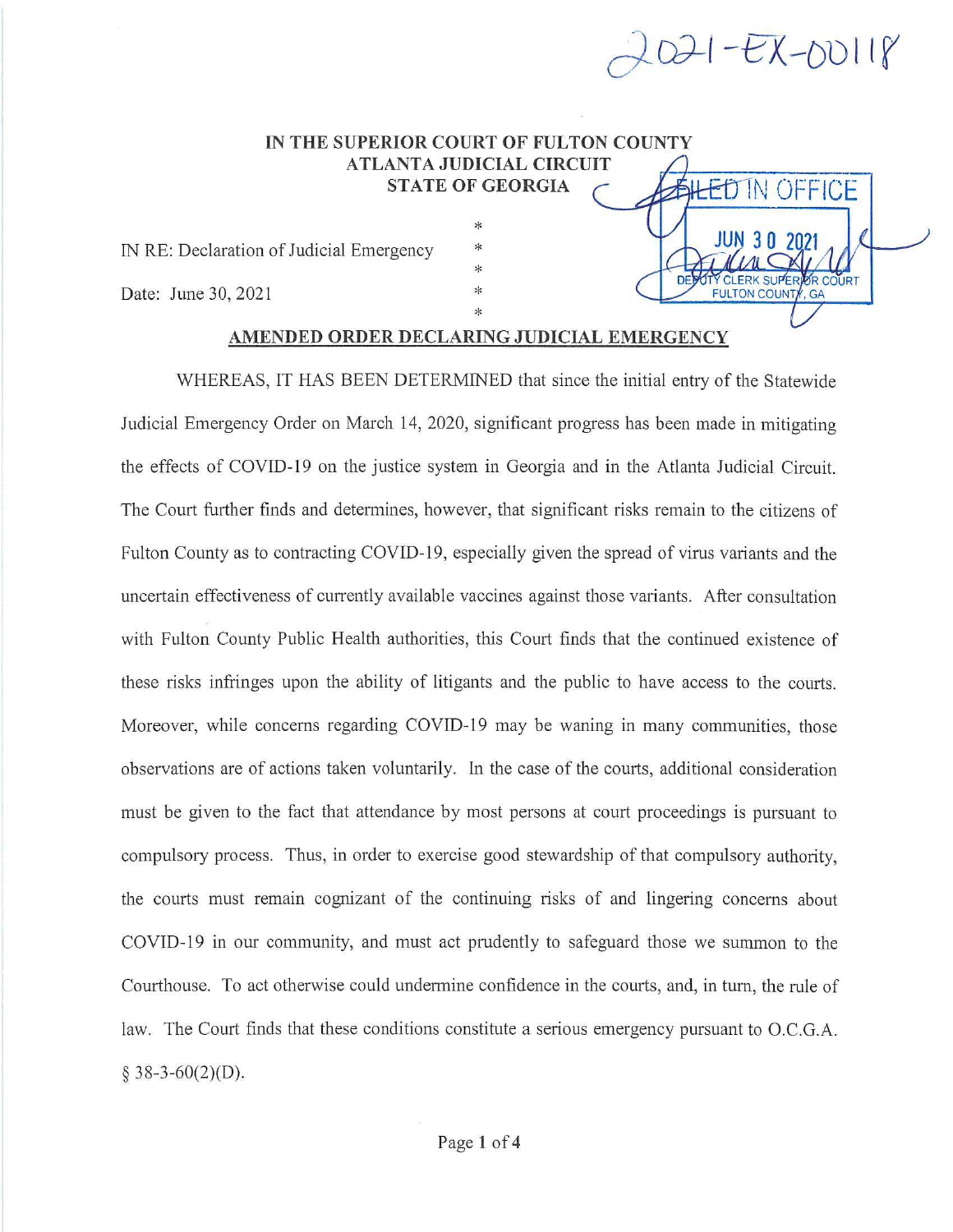2021-EX-00118

**IN THE SUPERIOR COURT OF FULTON COUNTY**
**ATLANTA JUDICIAL CIRCUIT**
**STATE OF GEORGIA**

FILED IN OFFICE
JUN 30 2021
DEPUTY CLERK SUPERIOR COURT
FULTON COUNTY, GA

IN RE: Declaration of Judicial Emergency *

Date: June 30, 2021 *

## AMENDED ORDER DECLARING JUDICIAL EMERGENCY

WHEREAS, IT HAS BEEN DETERMINED that since the initial entry of the Statewide Judicial Emergency Order on March 14, 2020, significant progress has been made in mitigating the effects of COVID-19 on the justice system in Georgia and in the Atlanta Judicial Circuit. The Court further finds and determines, however, that significant risks remain to the citizens of Fulton County as to contracting COVID-19, especially given the spread of virus variants and the uncertain effectiveness of currently available vaccines against those variants. After consultation with Fulton County Public Health authorities, this Court finds that the continued existence of these risks infringes upon the ability of litigants and the public to have access to the courts. Moreover, while concerns regarding COVID-19 may be waning in many communities, those observations are of actions taken voluntarily. In the case of the courts, additional consideration must be given to the fact that attendance by most persons at court proceedings is pursuant to compulsory process. Thus, in order to exercise good stewardship of that compulsory authority, the courts must remain cognizant of the continuing risks of and lingering concerns about COVID-19 in our community, and must act prudently to safeguard those we summon to the Courthouse. To act otherwise could undermine confidence in the courts, and, in turn, the rule of law. The Court finds that these conditions constitute a serious emergency pursuant to O.C.G.A. § 38-3-60(2)(D).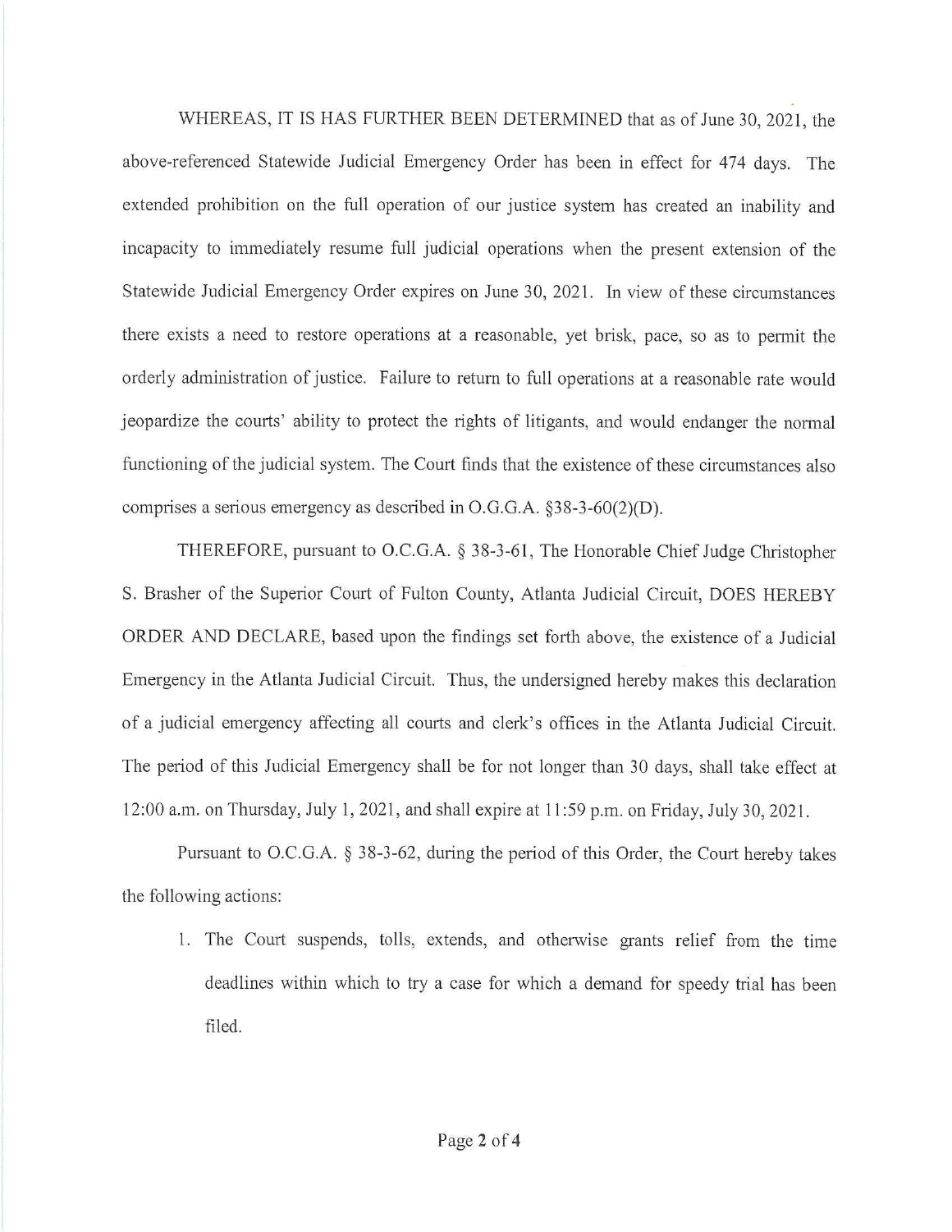WHEREAS, IT IS HAS FURTHER BEEN DETERMINED that as of June 30, 2021, the above-referenced Statewide Judicial Emergency Order has been in effect for 474 days. The extended prohibition on the full operation of our justice system has created an inability and incapacity to immediately resume full judicial operations when the present extension of the Statewide Judicial Emergency Order expires on June 30, 2021. In view of these circumstances there exists a need to restore operations at a reasonable, yet brisk, pace, so as to permit the orderly administration of justice. Failure to return to full operations at a reasonable rate would jeopardize the courts' ability to protect the rights of litigants, and would endanger the normal functioning of the judicial system. The Court finds that the existence of these circumstances also comprises a serious emergency as described in O.G.G.A. §38-3-60(2)(D).

THEREFORE, pursuant to O.C.G.A. § 38-3-61, The Honorable Chief Judge Christopher S. Brasher of the Superior Court of Fulton County, Atlanta Judicial Circuit, DOES HEREBY ORDER AND DECLARE, based upon the findings set forth above, the existence of a Judicial Emergency in the Atlanta Judicial Circuit. Thus, the undersigned hereby makes this declaration of a judicial emergency affecting all courts and clerk's offices in the Atlanta Judicial Circuit. The period of this Judicial Emergency shall be for not longer than 30 days, shall take effect at 12:00 a.m. on Thursday, July 1, 2021, and shall expire at 11:59 p.m. on Friday, July 30, 2021.

Pursuant to O.C.G.A. § 38-3-62, during the period of this Order, the Court hereby takes the following actions:

1. The Court suspends, tolls, extends, and otherwise grants relief from the time deadlines within which to try a case for which a demand for speedy trial has been filed.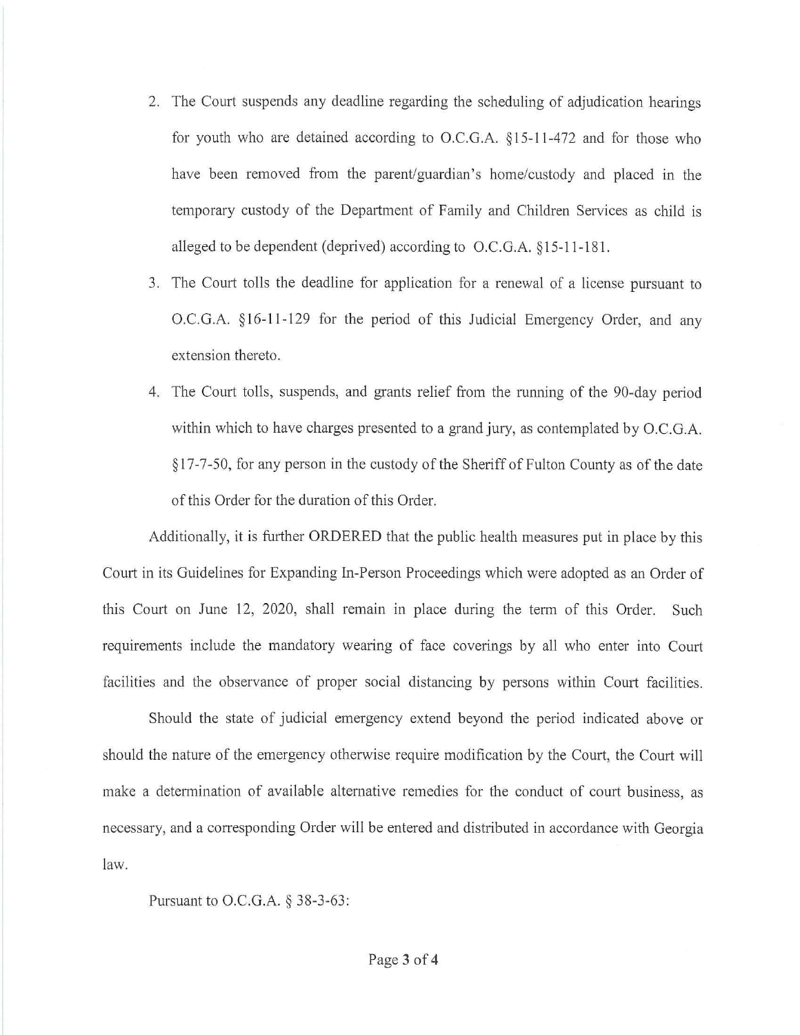2. The Court suspends any deadline regarding the scheduling of adjudication hearings for youth who are detained according to O.C.G.A. §15-11-472 and for those who have been removed from the parent/guardian's home/custody and placed in the temporary custody of the Department of Family and Children Services as child is alleged to be dependent (deprived) according to O.C.G.A. §15-11-181.
3. The Court tolls the deadline for application for a renewal of a license pursuant to O.C.G.A. §16-11-129 for the period of this Judicial Emergency Order, and any extension thereto.
4. The Court tolls, suspends, and grants relief from the running of the 90-day period within which to have charges presented to a grand jury, as contemplated by O.C.G.A. §17-7-50, for any person in the custody of the Sheriff of Fulton County as of the date of this Order for the duration of this Order.

Additionally, it is further ORDERED that the public health measures put in place by this Court in its Guidelines for Expanding In-Person Proceedings which were adopted as an Order of this Court on June 12, 2020, shall remain in place during the term of this Order. Such requirements include the mandatory wearing of face coverings by all who enter into Court facilities and the observance of proper social distancing by persons within Court facilities.

Should the state of judicial emergency extend beyond the period indicated above or should the nature of the emergency otherwise require modification by the Court, the Court will make a determination of available alternative remedies for the conduct of court business, as necessary, and a corresponding Order will be entered and distributed in accordance with Georgia law.

Pursuant to O.C.G.A. § 38-3-63: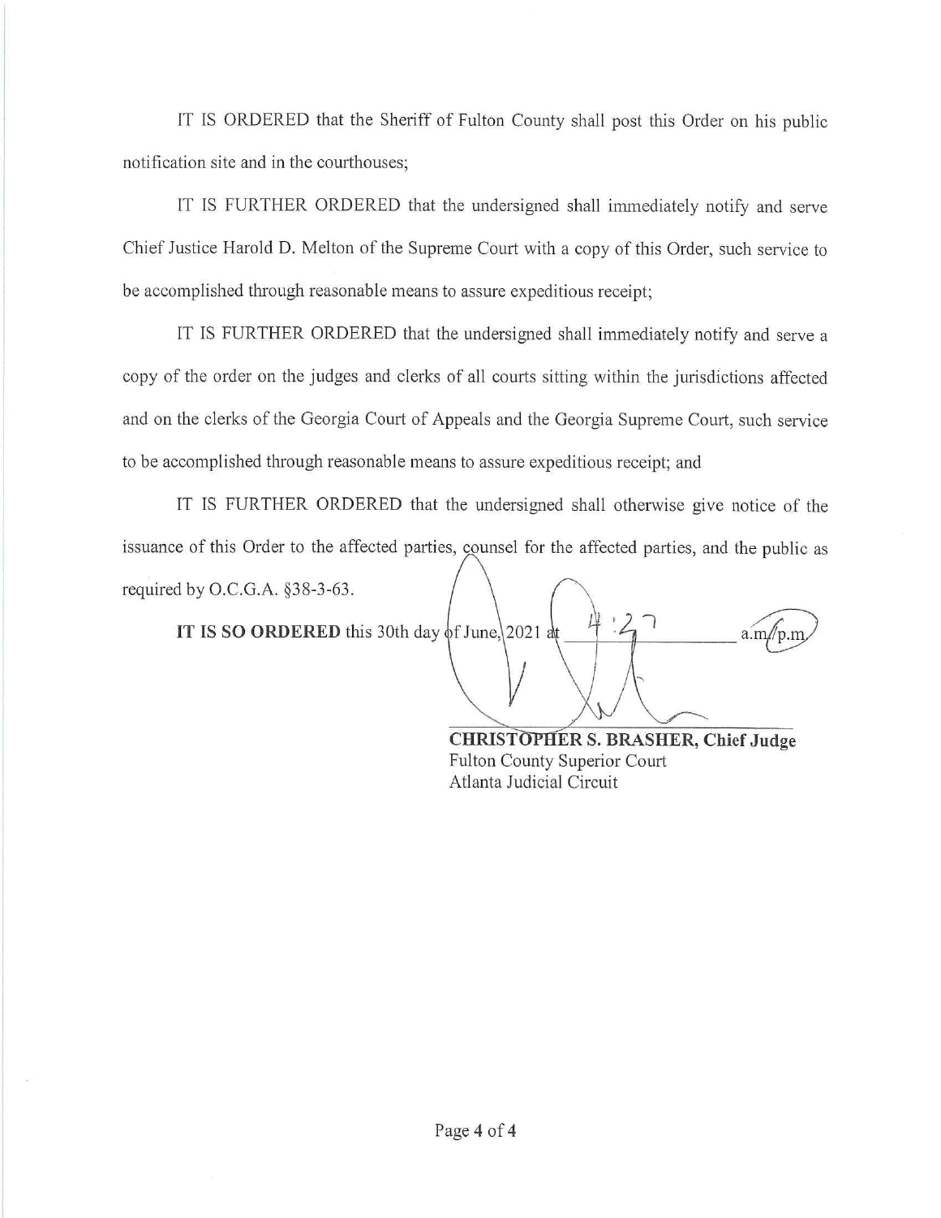IT IS ORDERED that the Sheriff of Fulton County shall post this Order on his public notification site and in the courthouses;

IT IS FURTHER ORDERED that the undersigned shall immediately notify and serve Chief Justice Harold D. Melton of the Supreme Court with a copy of this Order, such service to be accomplished through reasonable means to assure expeditious receipt;

IT IS FURTHER ORDERED that the undersigned shall immediately notify and serve a copy of the order on the judges and clerks of all courts sitting within the jurisdictions affected and on the clerks of the Georgia Court of Appeals and the Georgia Supreme Court, such service to be accomplished through reasonable means to assure expeditious receipt; and

IT IS FURTHER ORDERED that the undersigned shall otherwise give notice of the issuance of this Order to the affected parties, counsel for the affected parties, and the public as required by O.C.G.A. §38-3-63.

**IT IS SO ORDERED** this 30th day of June, 2021 at 4:27 a.m./p.m.

**CHRISTOPHER S. BRASHER, Chief Judge**
Fulton County Superior Court
Atlanta Judicial Circuit